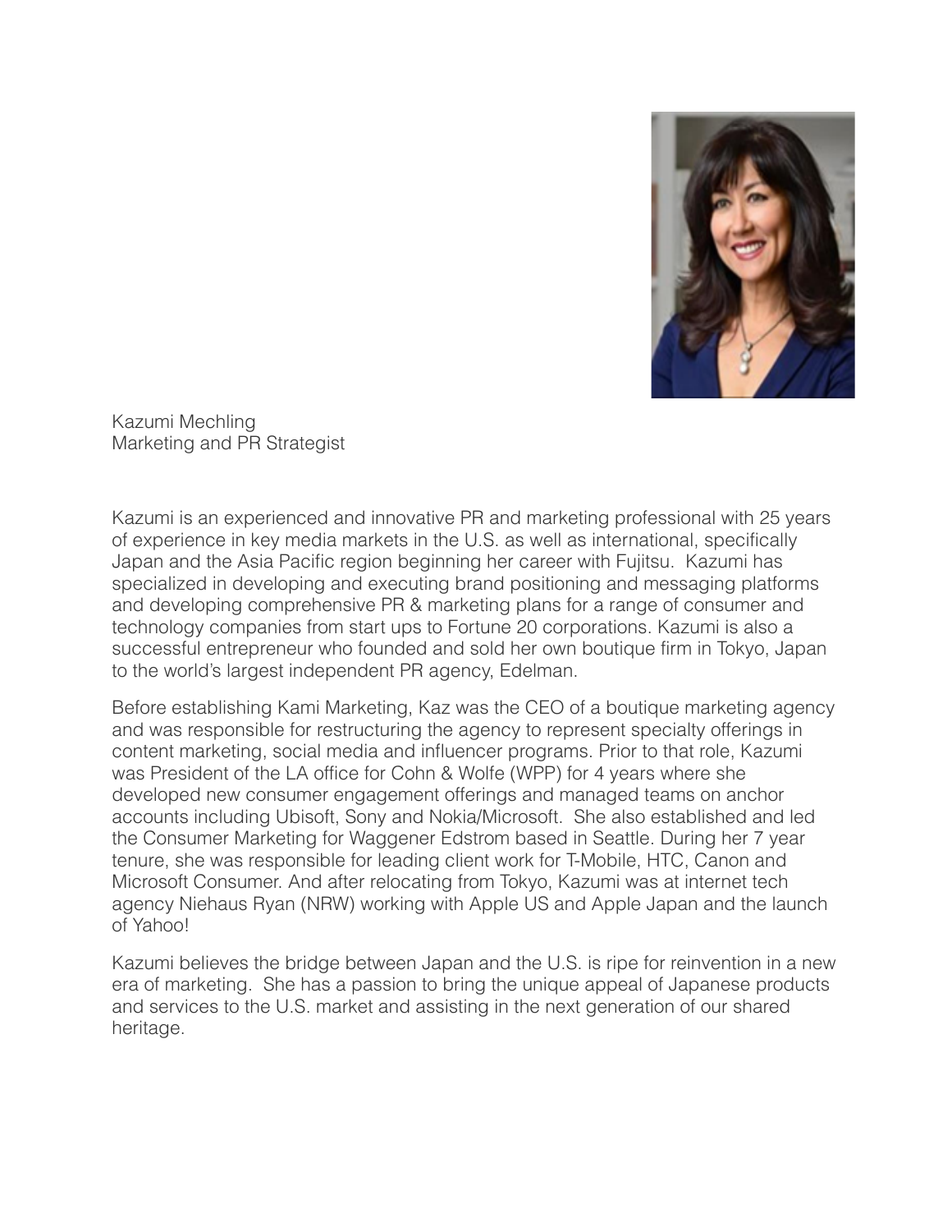Kazumi Mechling
Marketing and PR Strategist

Kazumi is an experienced and innovative PR and marketing professional with 25 years of experience in key media markets in the U.S. as well as international, specifically Japan and the Asia Pacific region beginning her career with Fujitsu. Kazumi has specialized in developing and executing brand positioning and messaging platforms and developing comprehensive PR & marketing plans for a range of consumer and technology companies from start ups to Fortune 20 corporations. Kazumi is also a successful entrepreneur who founded and sold her own boutique firm in Tokyo, Japan to the world's largest independent PR agency, Edelman.

Before establishing Kami Marketing, Kaz was the CEO of a boutique marketing agency and was responsible for restructuring the agency to represent specialty offerings in content marketing, social media and influencer programs. Prior to that role, Kazumi was President of the LA office for Cohn & Wolfe (WPP) for 4 years where she developed new consumer engagement offerings and managed teams on anchor accounts including Ubisoft, Sony and Nokia/Microsoft. She also established and led the Consumer Marketing for Waggener Edstrom based in Seattle. During her 7 year tenure, she was responsible for leading client work for T-Mobile, HTC, Canon and Microsoft Consumer. And after relocating from Tokyo, Kazumi was at internet tech agency Niehaus Ryan (NRW) working with Apple US and Apple Japan and the launch of Yahoo!

Kazumi believes the bridge between Japan and the U.S. is ripe for reinvention in a new era of marketing. She has a passion to bring the unique appeal of Japanese products and services to the U.S. market and assisting in the next generation of our shared heritage.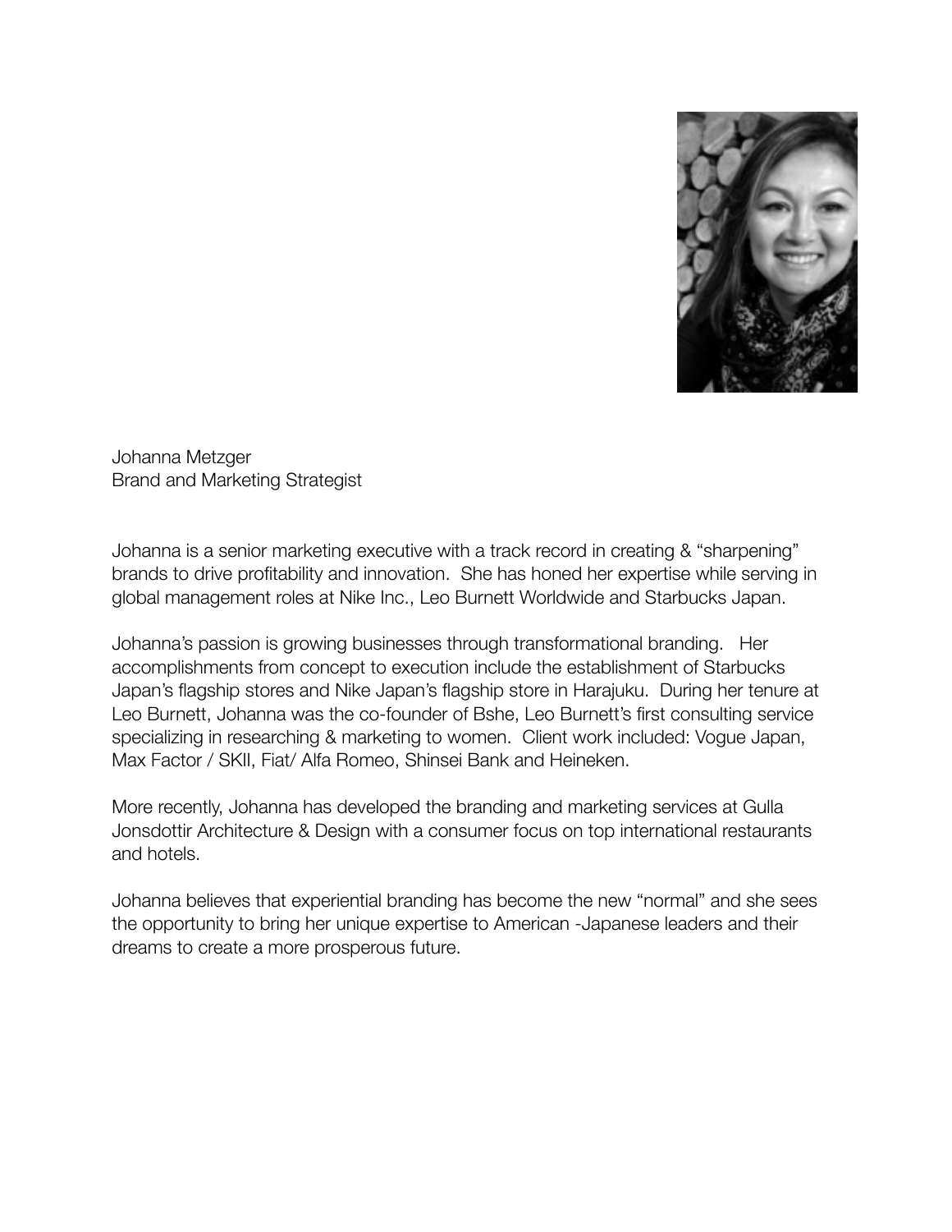Johanna Metzger
Brand and Marketing Strategist

Johanna is a senior marketing executive with a track record in creating & "sharpening" brands to drive profitability and innovation. She has honed her expertise while serving in global management roles at Nike Inc., Leo Burnett Worldwide and Starbucks Japan.

Johanna's passion is growing businesses through transformational branding. Her accomplishments from concept to execution include the establishment of Starbucks Japan's flagship stores and Nike Japan's flagship store in Harajuku. During her tenure at Leo Burnett, Johanna was the co-founder of Bshe, Leo Burnett's first consulting service specializing in researching & marketing to women. Client work included: Vogue Japan, Max Factor / SKII, Fiat/ Alfa Romeo, Shinsei Bank and Heineken.

More recently, Johanna has developed the branding and marketing services at Gulla Jonsdottir Architecture & Design with a consumer focus on top international restaurants and hotels.

Johanna believes that experiential branding has become the new "normal" and she sees the opportunity to bring her unique expertise to American -Japanese leaders and their dreams to create a more prosperous future.